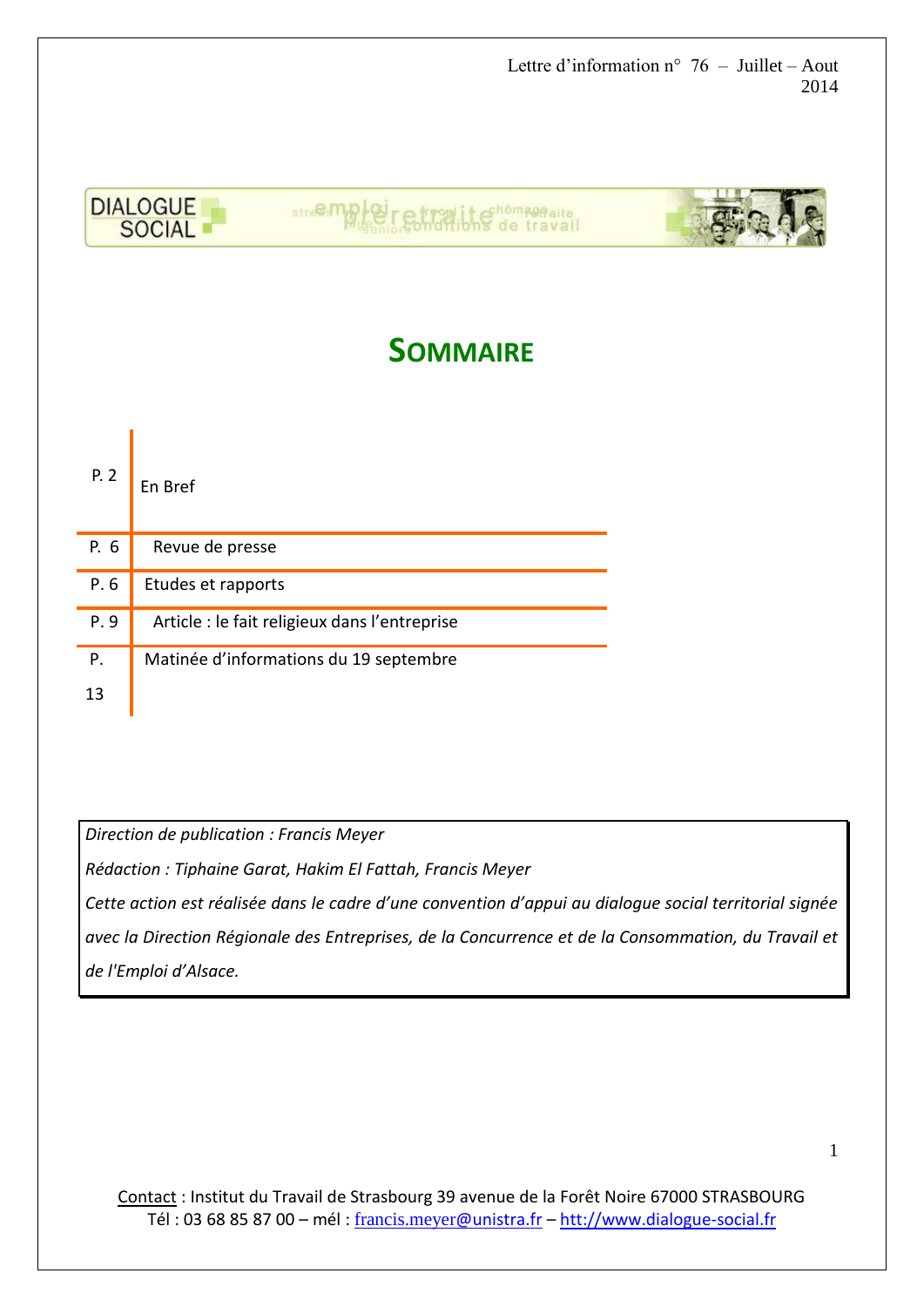Lettre d'information n° 76 – Juillet – Aout 2014

# SOMMAIRE

| | |
|---|---|
| P. 2 | En Bref |
| P. 6 | Revue de presse |
| P. 6 | Etudes et rapports |
| P. 9 | Article : le fait religieux dans l'entreprise |
| P. 13 | Matinée d'informations du 19 septembre |

*Direction de publication : Francis Meyer*

*Rédaction : Tiphaine Garat, Hakim El Fattah, Francis Meyer*

*Cette action est réalisée dans le cadre d'une convention d'appui au dialogue social territorial signée avec la Direction Régionale des Entreprises, de la Concurrence et de la Consommation, du Travail et de l'Emploi d'Alsace.*

Contact : Institut du Travail de Strasbourg 39 avenue de la Forêt Noire 67000 STRASBOURG
Tél : 03 68 85 87 00 – mél : francis.meyer@unistra.fr – htt://www.dialogue-social.fr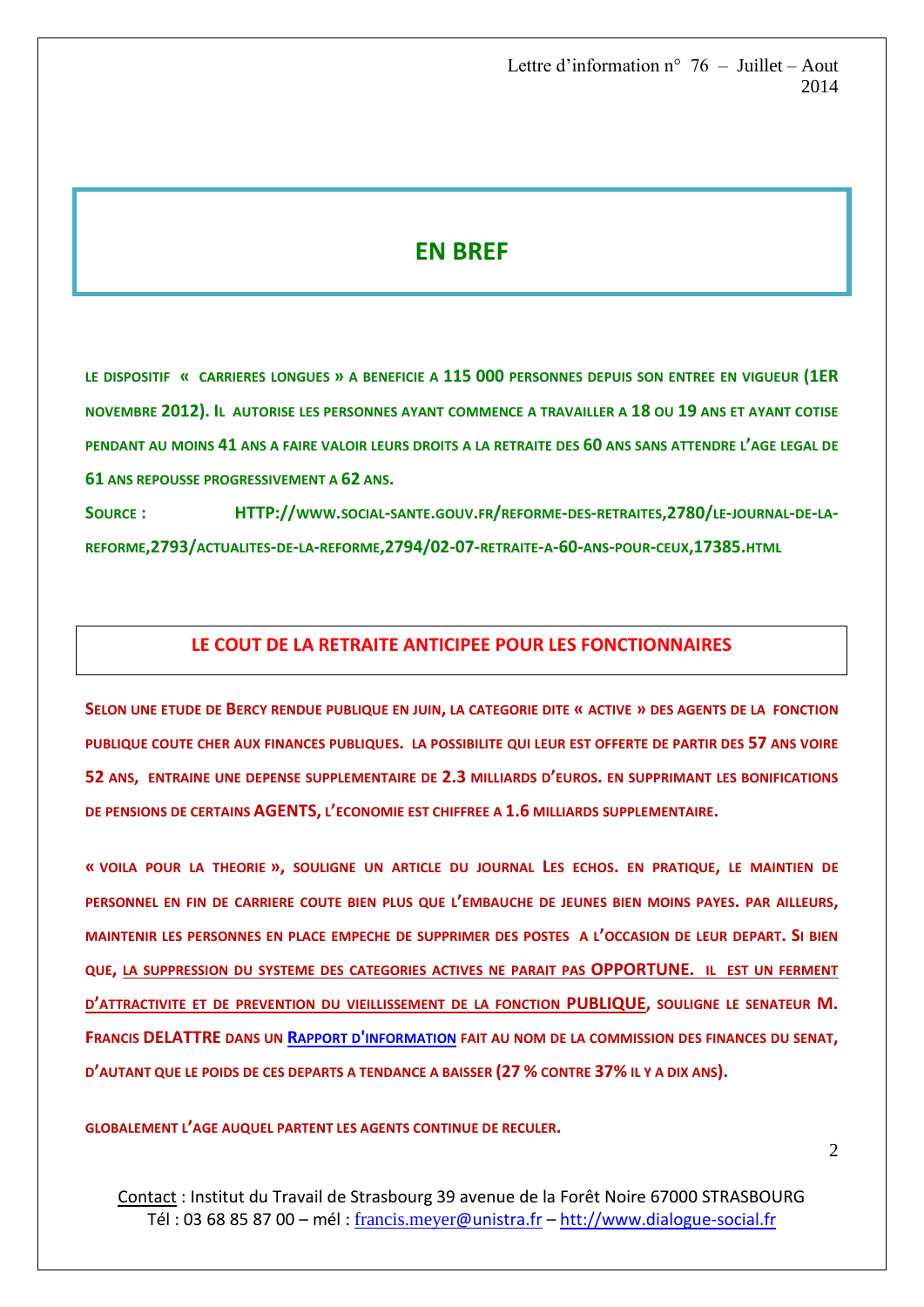## EN BREF

LE DISPOSITIF « CARRIERES LONGUES » A BENEFICIE A 115 000 PERSONNES DEPUIS SON ENTREE EN VIGUEUR (1ER NOVEMBRE 2012). IL AUTORISE LES PERSONNES AYANT COMMENCE A TRAVAILLER A 18 OU 19 ANS ET AYANT COTISE PENDANT AU MOINS 41 ANS A FAIRE VALOIR LEURS DROITS A LA RETRAITE DES 60 ANS SANS ATTENDRE L'AGE LEGAL DE 61 ANS REPOUSSE PROGRESSIVEMENT A 62 ANS.

SOURCE : HTTP://WWW.SOCIAL-SANTE.GOUV.FR/REFORME-DES-RETRAITES,2780/LE-JOURNAL-DE-LA-REFORME,2793/ACTUALITES-DE-LA-REFORME,2794/02-07-RETRAITE-A-60-ANS-POUR-CEUX,17385.HTML

## LE COUT DE LA RETRAITE ANTICIPEE POUR LES FONCTIONNAIRES

SELON UNE ETUDE DE BERCY RENDUE PUBLIQUE EN JUIN, LA CATEGORIE DITE « ACTIVE » DES AGENTS DE LA FONCTION PUBLIQUE COUTE CHER AUX FINANCES PUBLIQUES. LA POSSIBILITE QUI LEUR EST OFFERTE DE PARTIR DES 57 ANS VOIRE 52 ANS, ENTRAINE UNE DEPENSE SUPPLEMENTAIRE DE 2.3 MILLIARDS D'EUROS. EN SUPPRIMANT LES BONIFICATIONS DE PENSIONS DE CERTAINS AGENTS, L'ECONOMIE EST CHIFFREE A 1.6 MILLIARDS SUPPLEMENTAIRE.

« VOILA POUR LA THEORIE », SOULIGNE UN ARTICLE DU JOURNAL LES ECHOS. EN PRATIQUE, LE MAINTIEN DE PERSONNEL EN FIN DE CARRIERE COUTE BIEN PLUS QUE L'EMBAUCHE DE JEUNES BIEN MOINS PAYES. PAR AILLEURS, MAINTENIR LES PERSONNES EN PLACE EMPECHE DE SUPPRIMER DES POSTES A L'OCCASION DE LEUR DEPART. SI BIEN QUE, LA SUPPRESSION DU SYSTEME DES CATEGORIES ACTIVES NE PARAIT PAS OPPORTUNE. IL EST UN FERMENT D'ATTRACTIVITE ET DE PREVENTION DU VIEILLISSEMENT DE LA FONCTION PUBLIQUE, SOULIGNE LE SENATEUR M. FRANCIS DELATTRE DANS UN RAPPORT D'INFORMATION FAIT AU NOM DE LA COMMISSION DES FINANCES DU SENAT, D'AUTANT QUE LE POIDS DE CES DEPARTS A TENDANCE A BAISSER (27 % CONTRE 37% IL Y A DIX ANS).

GLOBALEMENT L'AGE AUQUEL PARTENT LES AGENTS CONTINUE DE RECULER.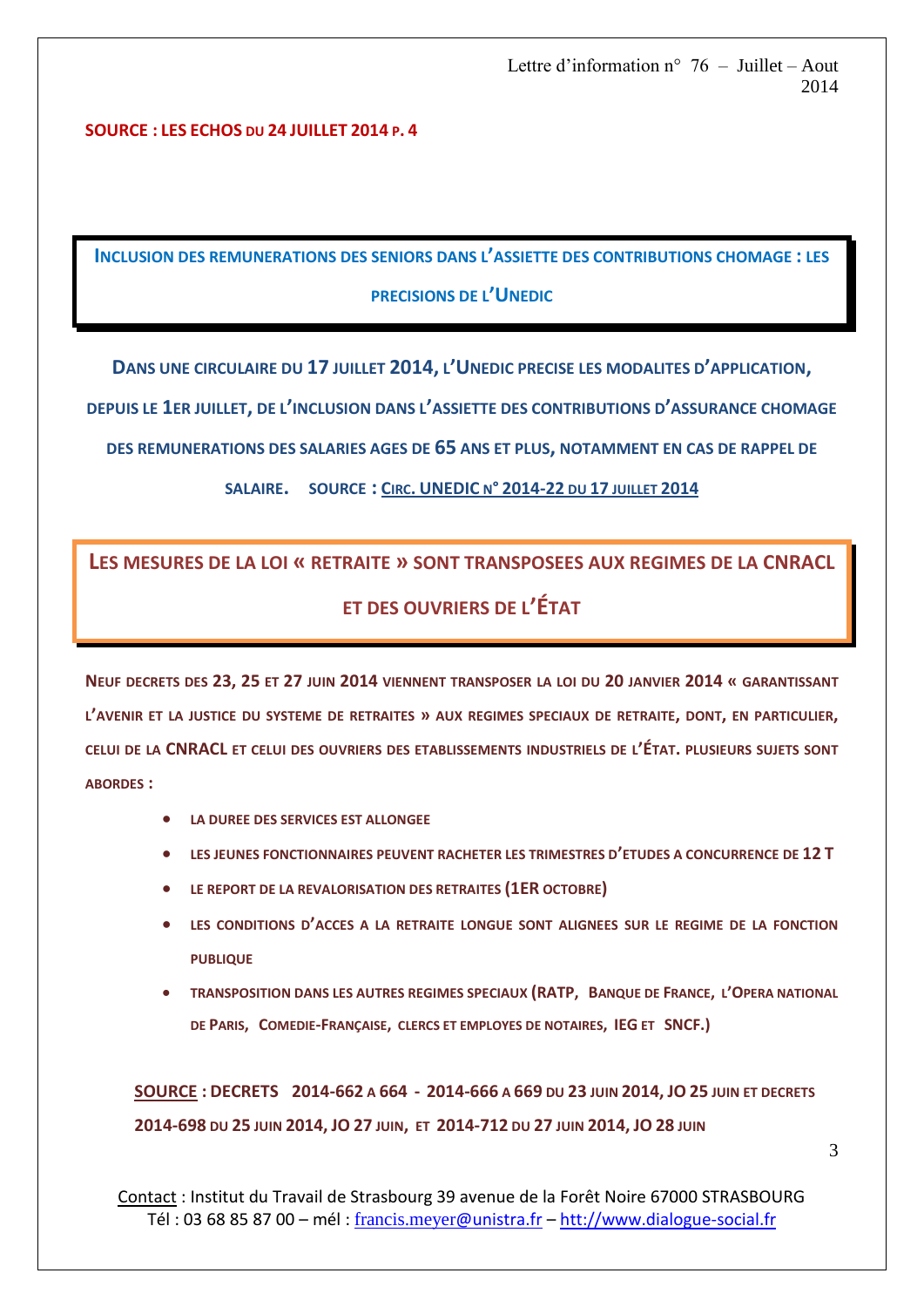**SOURCE : LES ECHOS DU 24 JUILLET 2014 P. 4**

## INCLUSION DES REMUNERATIONS DES SENIORS DANS L'ASSIETTE DES CONTRIBUTIONS CHOMAGE : LES PRECISIONS DE L'UNEDIC

**DANS UNE CIRCULAIRE DU 17 JUILLET 2014, L'UNEDIC PRECISE LES MODALITES D'APPLICATION, DEPUIS LE 1ER JUILLET, DE L'INCLUSION DANS L'ASSIETTE DES CONTRIBUTIONS D'ASSURANCE CHOMAGE DES REMUNERATIONS DES SALARIES AGES DE 65 ANS ET PLUS, NOTAMMENT EN CAS DE RAPPEL DE SALAIRE. SOURCE : CIRC. UNEDIC N° 2014-22 DU 17 JUILLET 2014**

## LES MESURES DE LA LOI « RETRAITE » SONT TRANSPOSEES AUX REGIMES DE LA CNRACL ET DES OUVRIERS DE L'ÉTAT

**NEUF DECRETS DES 23, 25 ET 27 JUIN 2014 VIENNENT TRANSPOSER LA LOI DU 20 JANVIER 2014 « GARANTISSANT L'AVENIR ET LA JUSTICE DU SYSTEME DE RETRAITES » AUX REGIMES SPECIAUX DE RETRAITE, DONT, EN PARTICULIER, CELUI DE LA CNRACL ET CELUI DES OUVRIERS DES ETABLISSEMENTS INDUSTRIELS DE L'ÉTAT. PLUSIEURS SUJETS SONT ABORDES :**

- **LA DUREE DES SERVICES EST ALLONGEE**
- **LES JEUNES FONCTIONNAIRES PEUVENT RACHETER LES TRIMESTRES D'ETUDES A CONCURRENCE DE 12 T**
- **LE REPORT DE LA REVALORISATION DES RETRAITES (1ER OCTOBRE)**
- **LES CONDITIONS D'ACCES A LA RETRAITE LONGUE SONT ALIGNEES SUR LE REGIME DE LA FONCTION PUBLIQUE**
- **TRANSPOSITION DANS LES AUTRES REGIMES SPECIAUX (RATP, BANQUE DE FRANCE, L'OPERA NATIONAL DE PARIS, COMEDIE-FRANÇAISE, CLERCS ET EMPLOYES DE NOTAIRES, IEG ET SNCF.)**

**SOURCE : DECRETS 2014-662 A 664 - 2014-666 A 669 DU 23 JUIN 2014, JO 25 JUIN ET DECRETS 2014-698 DU 25 JUIN 2014, JO 27 JUIN, ET 2014-712 DU 27 JUIN 2014, JO 28 JUIN**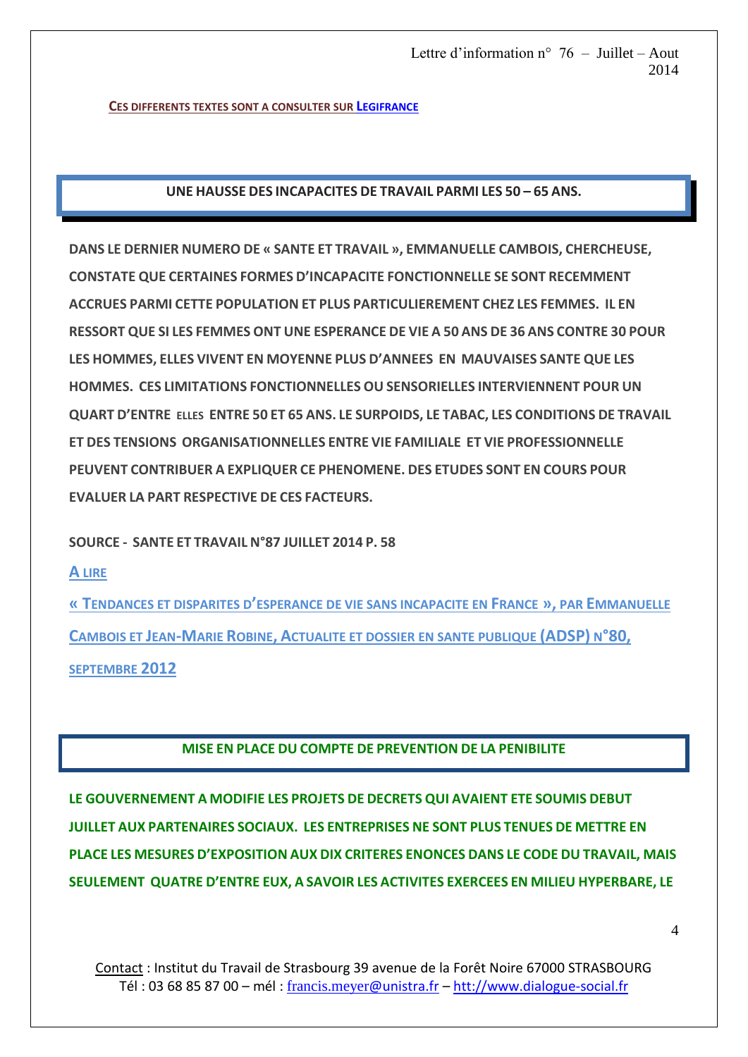**CES DIFFERENTS TEXTES SONT A CONSULTER SUR LEGIFRANCE**

## UNE HAUSSE DES INCAPACITES DE TRAVAIL PARMI LES 50 – 65 ANS.

**DANS LE DERNIER NUMERO DE « SANTE ET TRAVAIL », EMMANUELLE CAMBOIS, CHERCHEUSE, CONSTATE QUE CERTAINES FORMES D'INCAPACITE FONCTIONNELLE SE SONT RECEMMENT ACCRUES PARMI CETTE POPULATION ET PLUS PARTICULIEREMENT CHEZ LES FEMMES. IL EN RESSORT QUE SI LES FEMMES ONT UNE ESPERANCE DE VIE A 50 ANS DE 36 ANS CONTRE 30 POUR LES HOMMES, ELLES VIVENT EN MOYENNE PLUS D'ANNEES EN MAUVAISES SANTE QUE LES HOMMES. CES LIMITATIONS FONCTIONNELLES OU SENSORIELLES INTERVIENNENT POUR UN QUART D'ENTRE ELLES ENTRE 50 ET 65 ANS. LE SURPOIDS, LE TABAC, LES CONDITIONS DE TRAVAIL ET DES TENSIONS ORGANISATIONNELLES ENTRE VIE FAMILIALE ET VIE PROFESSIONNELLE PEUVENT CONTRIBUER A EXPLIQUER CE PHENOMENE. DES ETUDES SONT EN COURS POUR EVALUER LA PART RESPECTIVE DE CES FACTEURS.**

**SOURCE - SANTE ET TRAVAIL N°87 JUILLET 2014 P. 58**

**A LIRE**

**« TENDANCES ET DISPARITES D'ESPERANCE DE VIE SANS INCAPACITE EN FRANCE », PAR EMMANUELLE CAMBOIS ET JEAN-MARIE ROBINE, ACTUALITE ET DOSSIER EN SANTE PUBLIQUE (ADSP) N°80, SEPTEMBRE 2012**

## MISE EN PLACE DU COMPTE DE PREVENTION DE LA PENIBILITE

**LE GOUVERNEMENT A MODIFIE LES PROJETS DE DECRETS QUI AVAIENT ETE SOUMIS DEBUT JUILLET AUX PARTENAIRES SOCIAUX. LES ENTREPRISES NE SONT PLUS TENUES DE METTRE EN PLACE LES MESURES D'EXPOSITION AUX DIX CRITERES ENONCES DANS LE CODE DU TRAVAIL, MAIS SEULEMENT QUATRE D'ENTRE EUX, A SAVOIR LES ACTIVITES EXERCEES EN MILIEU HYPERBARE, LE**

Contact : Institut du Travail de Strasbourg 39 avenue de la Forêt Noire 67000 STRASBOURG
Tél : 03 68 85 87 00 – mél : francis.meyer@unistra.fr – htt://www.dialogue-social.fr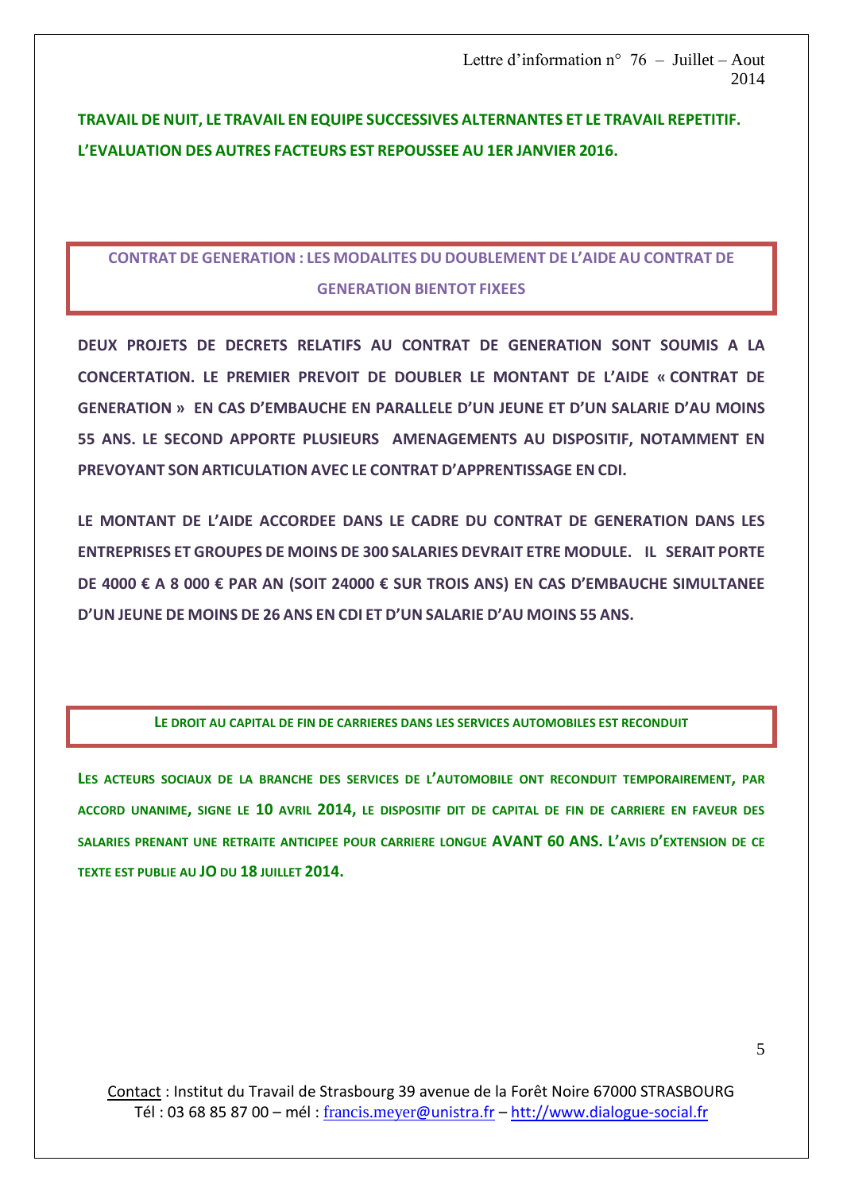**TRAVAIL DE NUIT, LE TRAVAIL EN EQUIPE SUCCESSIVES ALTERNANTES ET LE TRAVAIL REPETITIF. L'EVALUATION DES AUTRES FACTEURS EST REPOUSSEE AU 1ER JANVIER 2016.**

## CONTRAT DE GENERATION : LES MODALITES DU DOUBLEMENT DE L'AIDE AU CONTRAT DE GENERATION BIENTOT FIXEES

**DEUX PROJETS DE DECRETS RELATIFS AU CONTRAT DE GENERATION SONT SOUMIS A LA CONCERTATION. LE PREMIER PREVOIT DE DOUBLER LE MONTANT DE L'AIDE « CONTRAT DE GENERATION » EN CAS D'EMBAUCHE EN PARALLELE D'UN JEUNE ET D'UN SALARIE D'AU MOINS 55 ANS. LE SECOND APPORTE PLUSIEURS AMENAGEMENTS AU DISPOSITIF, NOTAMMENT EN PREVOYANT SON ARTICULATION AVEC LE CONTRAT D'APPRENTISSAGE EN CDI.**

**LE MONTANT DE L'AIDE ACCORDEE DANS LE CADRE DU CONTRAT DE GENERATION DANS LES ENTREPRISES ET GROUPES DE MOINS DE 300 SALARIES DEVRAIT ETRE MODULE. IL SERAIT PORTE DE 4000 € A 8 000 € PAR AN (SOIT 24000 € SUR TROIS ANS) EN CAS D'EMBAUCHE SIMULTANEE D'UN JEUNE DE MOINS DE 26 ANS EN CDI ET D'UN SALARIE D'AU MOINS 55 ANS.**

## LE DROIT AU CAPITAL DE FIN DE CARRIERES DANS LES SERVICES AUTOMOBILES EST RECONDUIT

**LES ACTEURS SOCIAUX DE LA BRANCHE DES SERVICES DE L'AUTOMOBILE ONT RECONDUIT TEMPORAIREMENT, PAR ACCORD UNANIME, SIGNE LE 10 AVRIL 2014, LE DISPOSITIF DIT DE CAPITAL DE FIN DE CARRIERE EN FAVEUR DES SALARIES PRENANT UNE RETRAITE ANTICIPEE POUR CARRIERE LONGUE AVANT 60 ANS. L'AVIS D'EXTENSION DE CE TEXTE EST PUBLIE AU JO DU 18 JUILLET 2014.**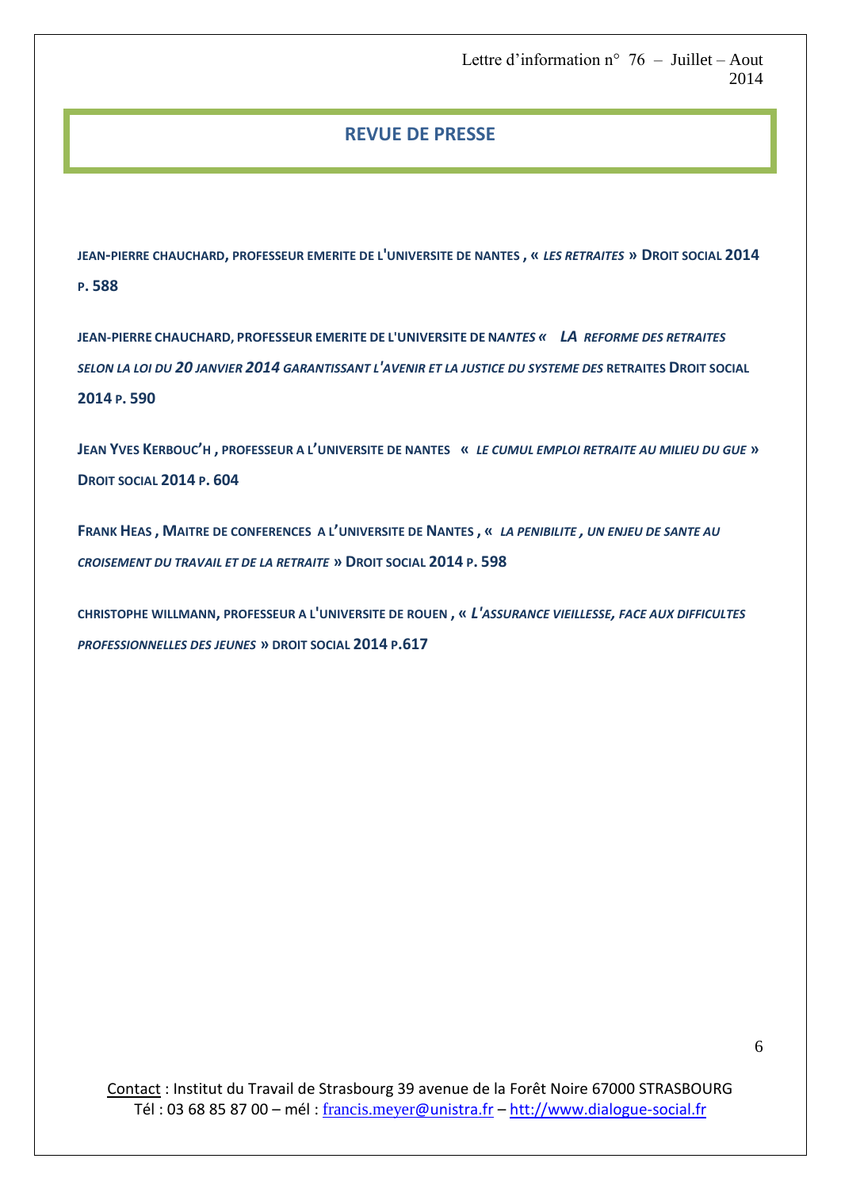## REVUE DE PRESSE

**JEAN-PIERRE CHAUCHARD, PROFESSEUR EMERITE DE L'UNIVERSITE DE NANTES , «** ***LES RETRAITES*** **» DROIT SOCIAL 2014 P. 588**

**JEAN-PIERRE CHAUCHARD, PROFESSEUR EMERITE DE L'UNIVERSITE DE N*ANTES «   LA REFORME DES RETRAITES SELON LA LOI DU 20 JANVIER 2014 GARANTISSANT L'AVENIR ET LA JUSTICE DU SYSTEME DES* RETRAITES DROIT SOCIAL 2014 P. 590**

**JEAN YVES KERBOUC'H , PROFESSEUR A L'UNIVERSITE DE NANTES   «** ***LE CUMUL EMPLOI RETRAITE AU MILIEU DU GUE*** **» DROIT SOCIAL 2014 P. 604**

**FRANK HEAS , MAITRE DE CONFERENCES  A L'UNIVERSITE DE NANTES , «** ***LA PENIBILITE , UN ENJEU DE SANTE AU CROISEMENT DU TRAVAIL ET DE LA RETRAITE*** **» DROIT SOCIAL 2014 P. 598**

**CHRISTOPHE WILLMANN, PROFESSEUR A L'UNIVERSITE DE ROUEN , «** ***L'ASSURANCE VIEILLESSE, FACE AUX DIFFICULTES PROFESSIONNELLES DES JEUNES*** **» DROIT SOCIAL 2014 P.617**

Contact : Institut du Travail de Strasbourg 39 avenue de la Forêt Noire 67000 STRASBOURG
Tél : 03 68 85 87 00 – mél : francis.meyer@unistra.fr – htt://www.dialogue-social.fr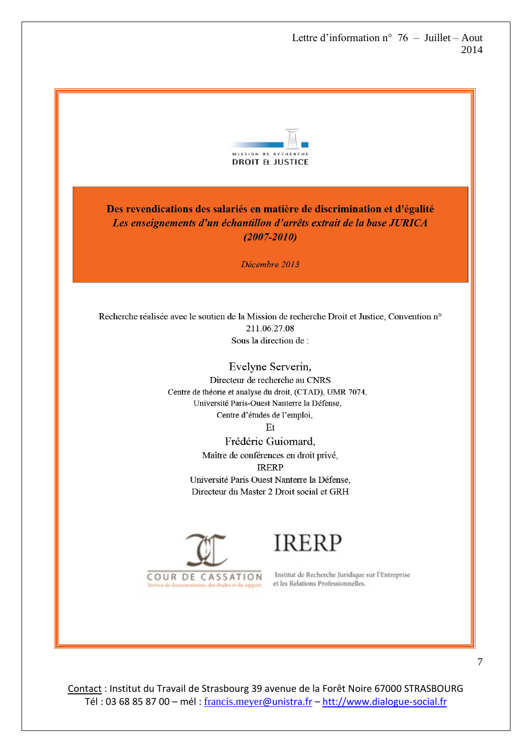MISSION DE RECHERCHE
DROIT & JUSTICE

# Des revendications des salariés en matière de discrimination et d'égalité

## *Les enseignements d'un échantillon d'arrêts extrait de la base JURICA (2007-2010)*

*Décembre 2013*

Recherche réalisée avec le soutien de la Mission de recherche Droit et Justice, Convention n° 211.06.27.08

Sous la direction de :

Evelyne Serverin,
Directeur de recherche au CNRS
Centre de théorie et analyse du droit, (CTAD), UMR 7074,
Université Paris-Ouest Nanterre la Défense,
Centre d'études de l'emploi,

Et

Frédéric Guiomard,
Maître de conférences en droit privé,
IRERP
Université Paris Ouest Nanterre la Défense,
Directeur du Master 2 Droit social et GRH

COUR DE CASSATION
Service de documentation, des études et du rapport.

IRERP
Institut de Recherche Juridique sur l'Entreprise et les Relations Professionnelles.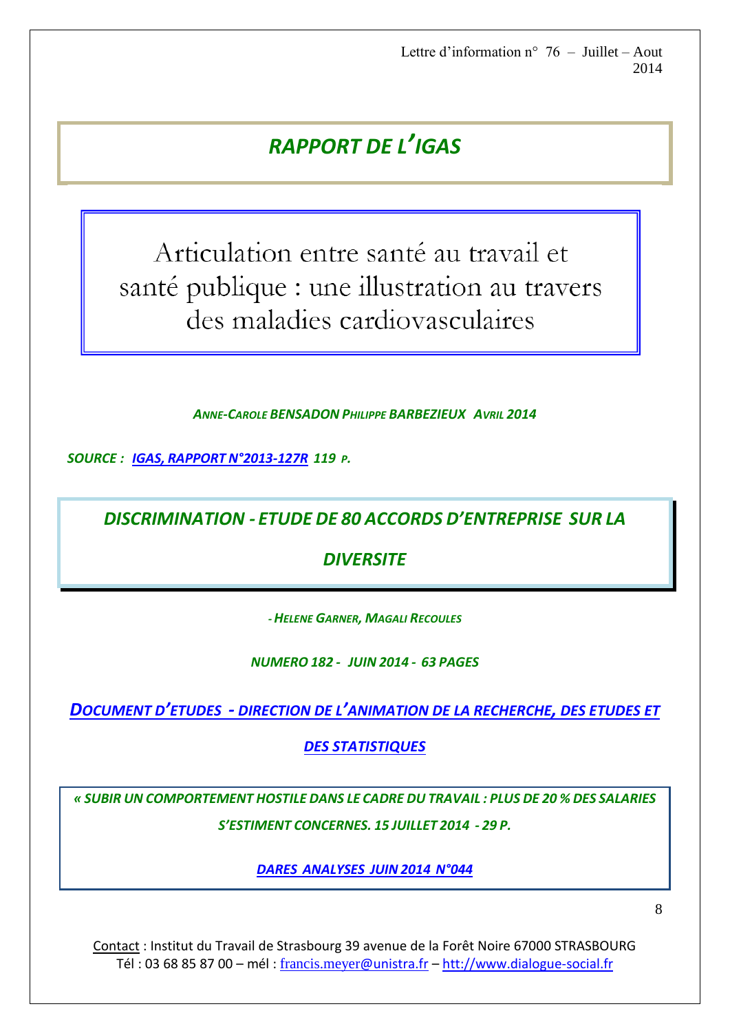# *RAPPORT DE L'IGAS*

## Articulation entre santé au travail et santé publique : une illustration au travers des maladies cardiovasculaires

***ANNE-CAROLE BENSADON PHILIPPE BARBEZIEUX AVRIL 2014***

***SOURCE : IGAS, RAPPORT N°2013-127R 119 P.***

## *DISCRIMINATION - ETUDE DE 80 ACCORDS D'ENTREPRISE SUR LA DIVERSITE*

***- HELENE GARNER, MAGALI RECOULES***

***NUMERO 182 - JUIN 2014 - 63 PAGES***

***DOCUMENT D'ETUDES - DIRECTION DE L'ANIMATION DE LA RECHERCHE, DES ETUDES ET DES STATISTIQUES***

***« SUBIR UN COMPORTEMENT HOSTILE DANS LE CADRE DU TRAVAIL : PLUS DE 20 % DES SALARIES S'ESTIMENT CONCERNES. 15 JUILLET 2014 - 29 P.***

***DARES ANALYSES JUIN 2014 N°044***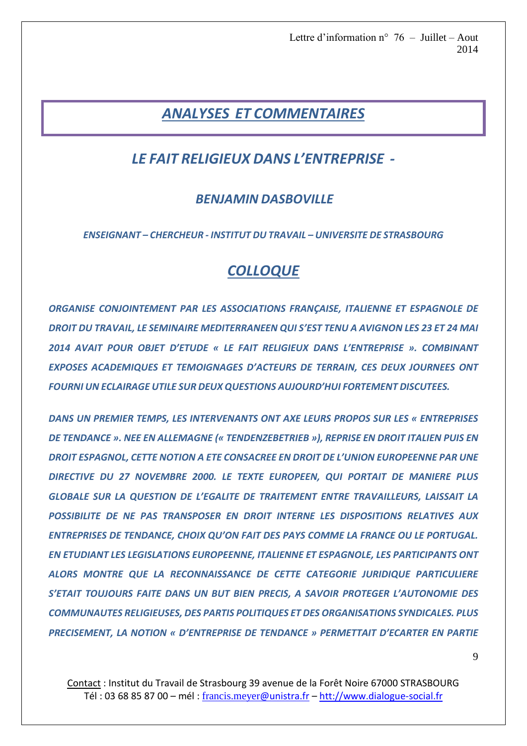## *ANALYSES ET COMMENTAIRES*

### *LE FAIT RELIGIEUX DANS L'ENTREPRISE -*

#### *BENJAMIN DASBOVILLE*

***ENSEIGNANT – CHERCHEUR - INSTITUT DU TRAVAIL – UNIVERSITE DE STRASBOURG***

### *COLLOQUE*

***ORGANISE CONJOINTEMENT PAR LES ASSOCIATIONS FRANÇAISE, ITALIENNE ET ESPAGNOLE DE DROIT DU TRAVAIL, LE SEMINAIRE MEDITERRANEEN QUI S'EST TENU A AVIGNON LES 23 ET 24 MAI 2014 AVAIT POUR OBJET D'ETUDE « LE FAIT RELIGIEUX DANS L'ENTREPRISE ». COMBINANT EXPOSES ACADEMIQUES ET TEMOIGNAGES D'ACTEURS DE TERRAIN, CES DEUX JOURNEES ONT FOURNI UN ECLAIRAGE UTILE SUR DEUX QUESTIONS AUJOURD'HUI FORTEMENT DISCUTEES.***

***DANS UN PREMIER TEMPS, LES INTERVENANTS ONT AXE LEURS PROPOS SUR LES « ENTREPRISES DE TENDANCE ». NEE EN ALLEMAGNE (« TENDENZEBETRIEB »), REPRISE EN DROIT ITALIEN PUIS EN DROIT ESPAGNOL, CETTE NOTION A ETE CONSACREE EN DROIT DE L'UNION EUROPEENNE PAR UNE DIRECTIVE DU 27 NOVEMBRE 2000. LE TEXTE EUROPEEN, QUI PORTAIT DE MANIERE PLUS GLOBALE SUR LA QUESTION DE L'EGALITE DE TRAITEMENT ENTRE TRAVAILLEURS, LAISSAIT LA POSSIBILITE DE NE PAS TRANSPOSER EN DROIT INTERNE LES DISPOSITIONS RELATIVES AUX ENTREPRISES DE TENDANCE, CHOIX QU'ON FAIT DES PAYS COMME LA FRANCE OU LE PORTUGAL. EN ETUDIANT LES LEGISLATIONS EUROPEENNE, ITALIENNE ET ESPAGNOLE, LES PARTICIPANTS ONT ALORS MONTRE QUE LA RECONNAISSANCE DE CETTE CATEGORIE JURIDIQUE PARTICULIERE S'ETAIT TOUJOURS FAITE DANS UN BUT BIEN PRECIS, A SAVOIR PROTEGER L'AUTONOMIE DES COMMUNAUTES RELIGIEUSES, DES PARTIS POLITIQUES ET DES ORGANISATIONS SYNDICALES. PLUS PRECISEMENT, LA NOTION « D'ENTREPRISE DE TENDANCE » PERMETTAIT D'ECARTER EN PARTIE***

Contact : Institut du Travail de Strasbourg 39 avenue de la Forêt Noire 67000 STRASBOURG
Tél : 03 68 85 87 00 – mél : francis.meyer@unistra.fr – htt://www.dialogue-social.fr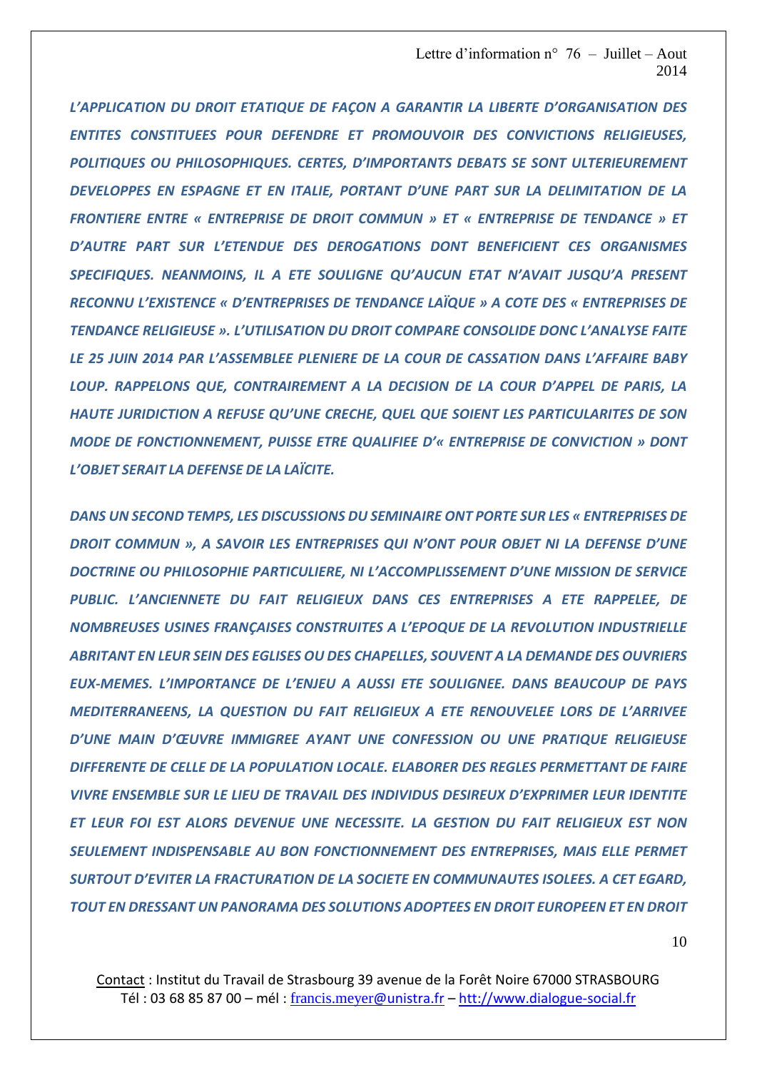*L'APPLICATION DU DROIT ETATIQUE DE FAÇON A GARANTIR LA LIBERTE D'ORGANISATION DES ENTITES CONSTITUEES POUR DEFENDRE ET PROMOUVOIR DES CONVICTIONS RELIGIEUSES, POLITIQUES OU PHILOSOPHIQUES. CERTES, D'IMPORTANTS DEBATS SE SONT ULTERIEUREMENT DEVELOPPES EN ESPAGNE ET EN ITALIE, PORTANT D'UNE PART SUR LA DELIMITATION DE LA FRONTIERE ENTRE « ENTREPRISE DE DROIT COMMUN » ET « ENTREPRISE DE TENDANCE » ET D'AUTRE PART SUR L'ETENDUE DES DEROGATIONS DONT BENEFICIENT CES ORGANISMES SPECIFIQUES. NEANMOINS, IL A ETE SOULIGNE QU'AUCUN ETAT N'AVAIT JUSQU'A PRESENT RECONNU L'EXISTENCE « D'ENTREPRISES DE TENDANCE LAÏQUE » A COTE DES « ENTREPRISES DE TENDANCE RELIGIEUSE ». L'UTILISATION DU DROIT COMPARE CONSOLIDE DONC L'ANALYSE FAITE LE 25 JUIN 2014 PAR L'ASSEMBLEE PLENIERE DE LA COUR DE CASSATION DANS L'AFFAIRE BABY LOUP. RAPPELONS QUE, CONTRAIREMENT A LA DECISION DE LA COUR D'APPEL DE PARIS, LA HAUTE JURIDICTION A REFUSE QU'UNE CRECHE, QUEL QUE SOIENT LES PARTICULARITES DE SON MODE DE FONCTIONNEMENT, PUISSE ETRE QUALIFIEE D'« ENTREPRISE DE CONVICTION » DONT L'OBJET SERAIT LA DEFENSE DE LA LAÏCITE.*

*DANS UN SECOND TEMPS, LES DISCUSSIONS DU SEMINAIRE ONT PORTE SUR LES « ENTREPRISES DE DROIT COMMUN », A SAVOIR LES ENTREPRISES QUI N'ONT POUR OBJET NI LA DEFENSE D'UNE DOCTRINE OU PHILOSOPHIE PARTICULIERE, NI L'ACCOMPLISSEMENT D'UNE MISSION DE SERVICE PUBLIC. L'ANCIENNETE DU FAIT RELIGIEUX DANS CES ENTREPRISES A ETE RAPPELEE, DE NOMBREUSES USINES FRANÇAISES CONSTRUITES A L'EPOQUE DE LA REVOLUTION INDUSTRIELLE ABRITANT EN LEUR SEIN DES EGLISES OU DES CHAPELLES, SOUVENT A LA DEMANDE DES OUVRIERS EUX-MEMES. L'IMPORTANCE DE L'ENJEU A AUSSI ETE SOULIGNEE. DANS BEAUCOUP DE PAYS MEDITERRANEENS, LA QUESTION DU FAIT RELIGIEUX A ETE RENOUVELEE LORS DE L'ARRIVEE D'UNE MAIN D'ŒUVRE IMMIGREE AYANT UNE CONFESSION OU UNE PRATIQUE RELIGIEUSE DIFFERENTE DE CELLE DE LA POPULATION LOCALE. ELABORER DES REGLES PERMETTANT DE FAIRE VIVRE ENSEMBLE SUR LE LIEU DE TRAVAIL DES INDIVIDUS DESIREUX D'EXPRIMER LEUR IDENTITE ET LEUR FOI EST ALORS DEVENUE UNE NECESSITE. LA GESTION DU FAIT RELIGIEUX EST NON SEULEMENT INDISPENSABLE AU BON FONCTIONNEMENT DES ENTREPRISES, MAIS ELLE PERMET SURTOUT D'EVITER LA FRACTURATION DE LA SOCIETE EN COMMUNAUTES ISOLEES. A CET EGARD, TOUT EN DRESSANT UN PANORAMA DES SOLUTIONS ADOPTEES EN DROIT EUROPEEN ET EN DROIT*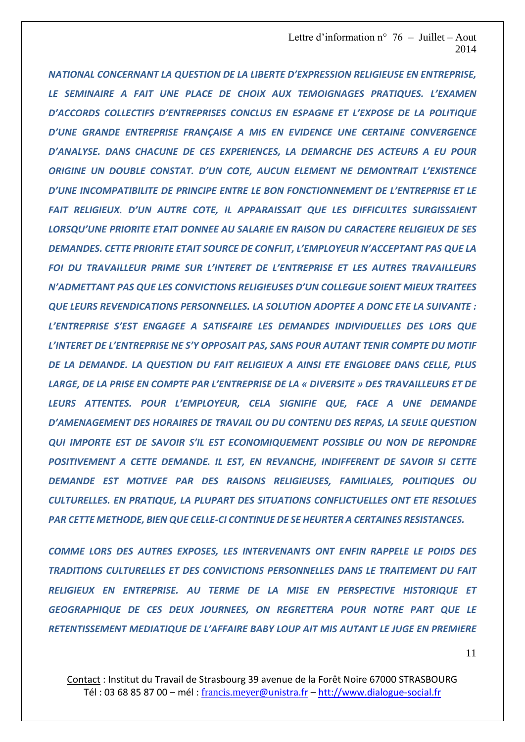*NATIONAL CONCERNANT LA QUESTION DE LA LIBERTE D'EXPRESSION RELIGIEUSE EN ENTREPRISE, LE SEMINAIRE A FAIT UNE PLACE DE CHOIX AUX TEMOIGNAGES PRATIQUES. L'EXAMEN D'ACCORDS COLLECTIFS D'ENTREPRISES CONCLUS EN ESPAGNE ET L'EXPOSE DE LA POLITIQUE D'UNE GRANDE ENTREPRISE FRANÇAISE A MIS EN EVIDENCE UNE CERTAINE CONVERGENCE D'ANALYSE. DANS CHACUNE DE CES EXPERIENCES, LA DEMARCHE DES ACTEURS A EU POUR ORIGINE UN DOUBLE CONSTAT. D'UN COTE, AUCUN ELEMENT NE DEMONTRAIT L'EXISTENCE D'UNE INCOMPATIBILITE DE PRINCIPE ENTRE LE BON FONCTIONNEMENT DE L'ENTREPRISE ET LE FAIT RELIGIEUX. D'UN AUTRE COTE, IL APPARAISSAIT QUE LES DIFFICULTES SURGISSAIENT LORSQU'UNE PRIORITE ETAIT DONNEE AU SALARIE EN RAISON DU CARACTERE RELIGIEUX DE SES DEMANDES. CETTE PRIORITE ETAIT SOURCE DE CONFLIT, L'EMPLOYEUR N'ACCEPTANT PAS QUE LA FOI DU TRAVAILLEUR PRIME SUR L'INTERET DE L'ENTREPRISE ET LES AUTRES TRAVAILLEURS N'ADMETTANT PAS QUE LES CONVICTIONS RELIGIEUSES D'UN COLLEGUE SOIENT MIEUX TRAITEES QUE LEURS REVENDICATIONS PERSONNELLES. LA SOLUTION ADOPTEE A DONC ETE LA SUIVANTE : L'ENTREPRISE S'EST ENGAGEE A SATISFAIRE LES DEMANDES INDIVIDUELLES DES LORS QUE L'INTERET DE L'ENTREPRISE NE S'Y OPPOSAIT PAS, SANS POUR AUTANT TENIR COMPTE DU MOTIF DE LA DEMANDE. LA QUESTION DU FAIT RELIGIEUX A AINSI ETE ENGLOBEE DANS CELLE, PLUS LARGE, DE LA PRISE EN COMPTE PAR L'ENTREPRISE DE LA « DIVERSITE » DES TRAVAILLEURS ET DE LEURS ATTENTES. POUR L'EMPLOYEUR, CELA SIGNIFIE QUE, FACE A UNE DEMANDE D'AMENAGEMENT DES HORAIRES DE TRAVAIL OU DU CONTENU DES REPAS, LA SEULE QUESTION QUI IMPORTE EST DE SAVOIR S'IL EST ECONOMIQUEMENT POSSIBLE OU NON DE REPONDRE POSITIVEMENT A CETTE DEMANDE. IL EST, EN REVANCHE, INDIFFERENT DE SAVOIR SI CETTE DEMANDE EST MOTIVEE PAR DES RAISONS RELIGIEUSES, FAMILIALES, POLITIQUES OU CULTURELLES. EN PRATIQUE, LA PLUPART DES SITUATIONS CONFLICTUELLES ONT ETE RESOLUES PAR CETTE METHODE, BIEN QUE CELLE-CI CONTINUE DE SE HEURTER A CERTAINES RESISTANCES.*

*COMME LORS DES AUTRES EXPOSES, LES INTERVENANTS ONT ENFIN RAPPELE LE POIDS DES TRADITIONS CULTURELLES ET DES CONVICTIONS PERSONNELLES DANS LE TRAITEMENT DU FAIT RELIGIEUX EN ENTREPRISE. AU TERME DE LA MISE EN PERSPECTIVE HISTORIQUE ET GEOGRAPHIQUE DE CES DEUX JOURNEES, ON REGRETTERA POUR NOTRE PART QUE LE RETENTISSEMENT MEDIATIQUE DE L'AFFAIRE BABY LOUP AIT MIS AUTANT LE JUGE EN PREMIERE*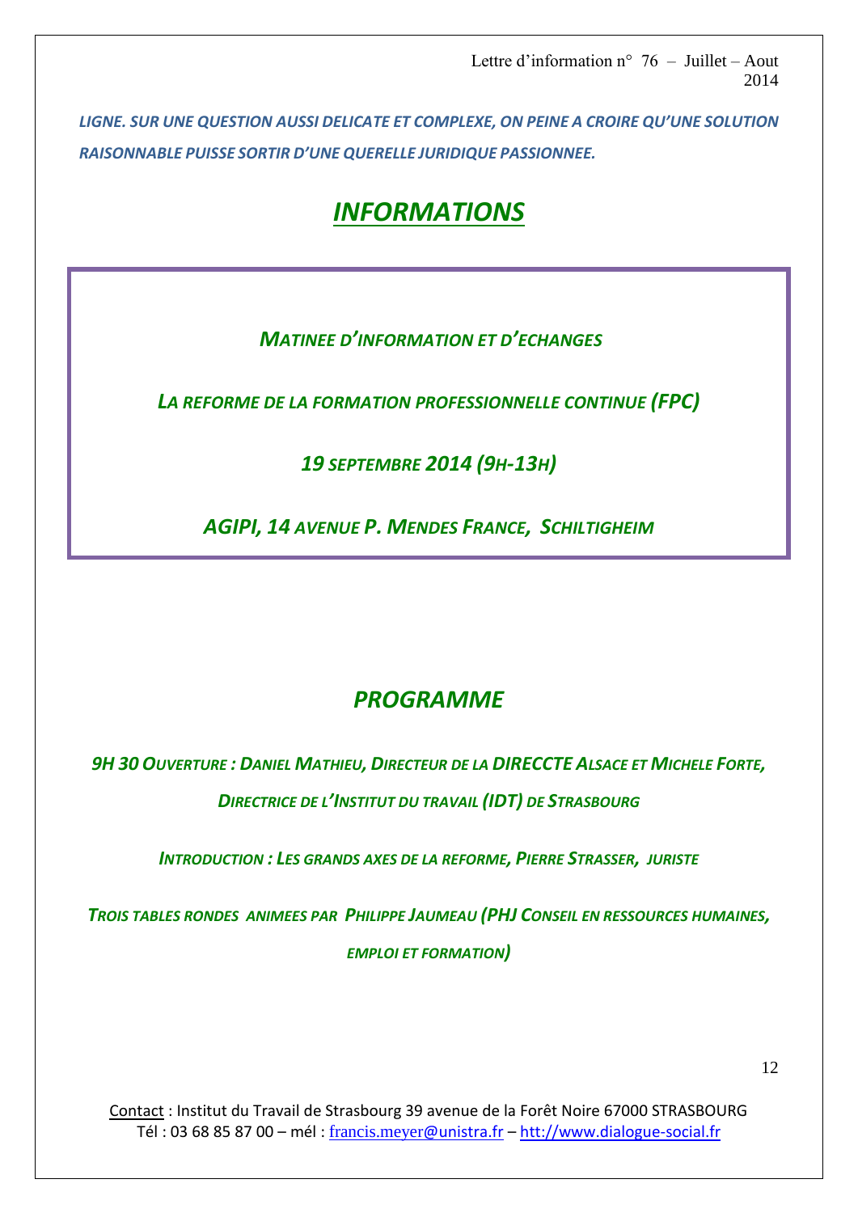***LIGNE. SUR UNE QUESTION AUSSI DELICATE ET COMPLEXE, ON PEINE A CROIRE QU'UNE SOLUTION RAISONNABLE PUISSE SORTIR D'UNE QUERELLE JURIDIQUE PASSIONNEE.***

# *INFORMATIONS*

***MATINEE D'INFORMATION ET D'ECHANGES***

***LA REFORME DE LA FORMATION PROFESSIONNELLE CONTINUE (FPC)***

***19 SEPTEMBRE 2014 (9H-13H)***

***AGIPI, 14 AVENUE P. MENDES FRANCE, SCHILTIGHEIM***

## *PROGRAMME*

***9H 30 OUVERTURE : DANIEL MATHIEU, DIRECTEUR DE LA DIRECCTE ALSACE ET MICHELE FORTE, DIRECTRICE DE L'INSTITUT DU TRAVAIL (IDT) DE STRASBOURG***

***INTRODUCTION : LES GRANDS AXES DE LA REFORME, PIERRE STRASSER, JURISTE***

***TROIS TABLES RONDES ANIMEES PAR PHILIPPE JAUMEAU (PHJ CONSEIL EN RESSOURCES HUMAINES, EMPLOI ET FORMATION)***

Contact : Institut du Travail de Strasbourg 39 avenue de la Forêt Noire 67000 STRASBOURG
Tél : 03 68 85 87 00 – mél : francis.meyer@unistra.fr – http://www.dialogue-social.fr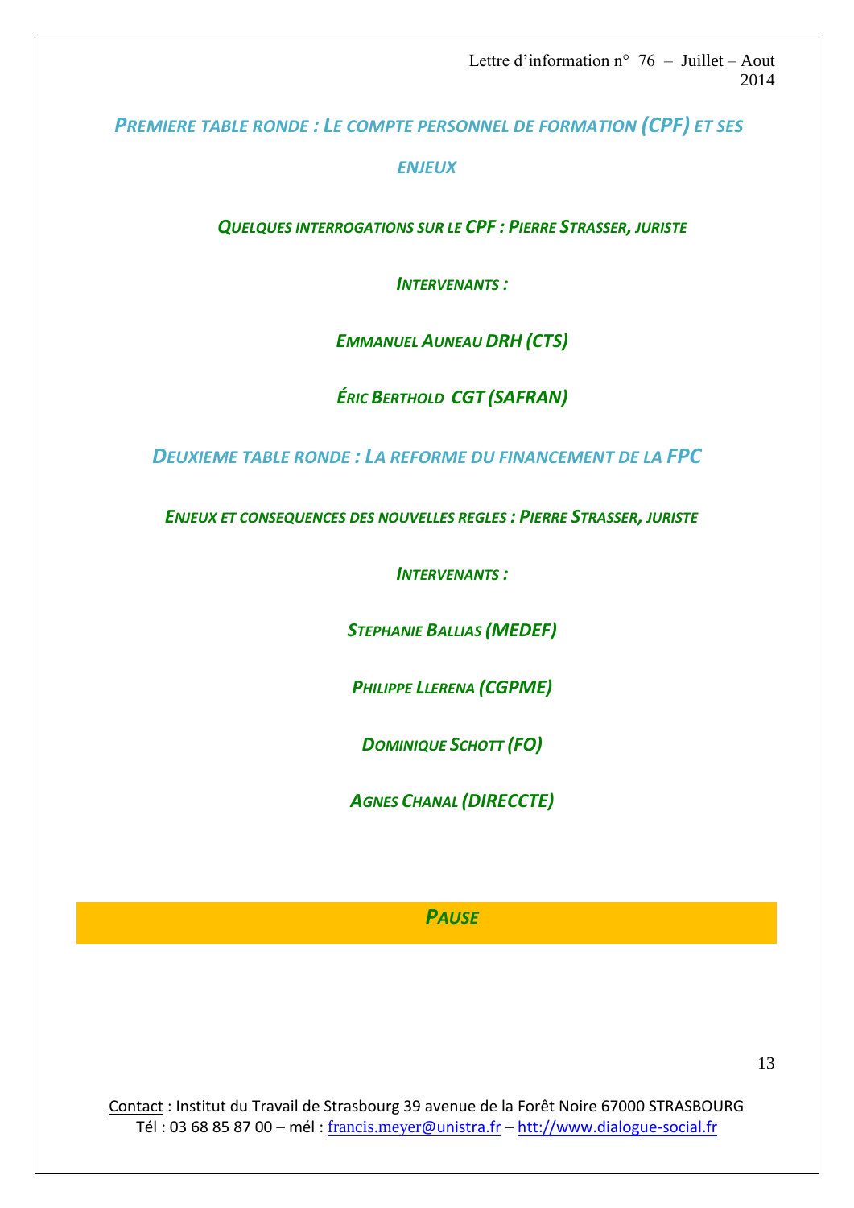## *Premiere table ronde : Le compte personnel de formation (CPF) et ses enjeux*

### *Quelques interrogations sur le CPF : Pierre Strasser, juriste*

***Intervenants :***

***Emmanuel Auneau DRH (CTS)***

***Éric Berthold CGT (SAFRAN)***

## *Deuxieme table ronde : La reforme du financement de la FPC*

### *Enjeux et consequences des nouvelles regles : Pierre Strasser, juriste*

***Intervenants :***

***Stephanie Ballias (MEDEF)***

***Philippe Llerena (CGPME)***

***Dominique Schott (FO)***

***Agnes Chanal (DIRECCTE)***

***Pause***

Contact : Institut du Travail de Strasbourg 39 avenue de la Forêt Noire 67000 STRASBOURG
Tél : 03 68 85 87 00 – mél : francis.meyer@unistra.fr – htt://www.dialogue-social.fr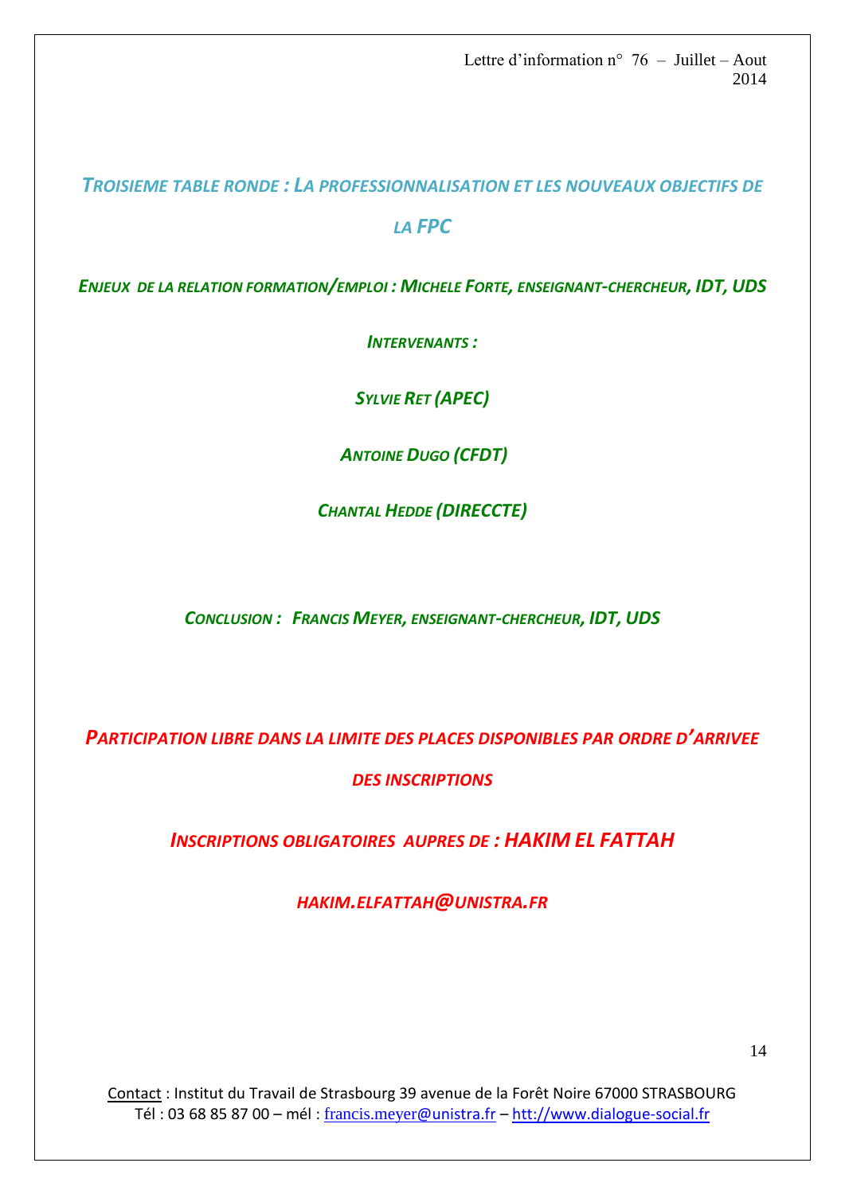## *TROISIEME TABLE RONDE : LA PROFESSIONNALISATION ET LES NOUVEAUX OBJECTIFS DE LA FPC*

***ENJEUX DE LA RELATION FORMATION/EMPLOI : MICHELE FORTE, ENSEIGNANT-CHERCHEUR, IDT, UDS***

***INTERVENANTS :***

***SYLVIE RET (APEC)***

***ANTOINE DUGO (CFDT)***

***CHANTAL HEDDE (DIRECCTE)***

***CONCLUSION : FRANCIS MEYER, ENSEIGNANT-CHERCHEUR, IDT, UDS***

***PARTICIPATION LIBRE DANS LA LIMITE DES PLACES DISPONIBLES PAR ORDRE D'ARRIVEE DES INSCRIPTIONS***

***INSCRIPTIONS OBLIGATOIRES AUPRES DE : HAKIM EL FATTAH***

***HAKIM.ELFATTAH@UNISTRA.FR***

Contact : Institut du Travail de Strasbourg 39 avenue de la Forêt Noire 67000 STRASBOURG
Tél : 03 68 85 87 00 – mél : francis.meyer@unistra.fr – htt://www.dialogue-social.fr